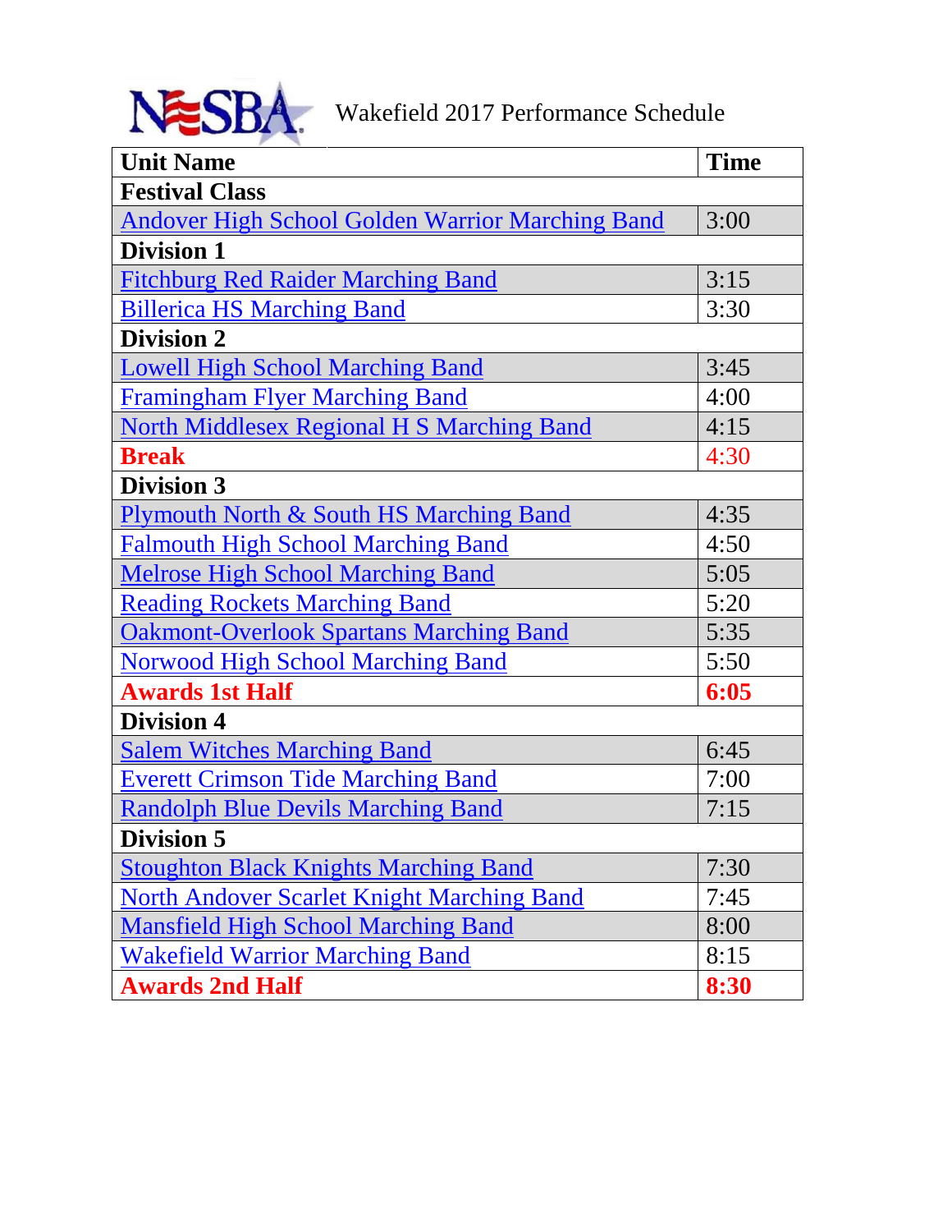# NESBA Wakefield 2017 Performance Schedule

| Unit Name | Time |
|---|---|
| **Festival Class** | |
| Andover High School Golden Warrior Marching Band | 3:00 |
| **Division 1** | |
| Fitchburg Red Raider Marching Band | 3:15 |
| Billerica HS Marching Band | 3:30 |
| **Division 2** | |
| Lowell High School Marching Band | 3:45 |
| Framingham Flyer Marching Band | 4:00 |
| North Middlesex Regional H S Marching Band | 4:15 |
| **Break** | 4:30 |
| **Division 3** | |
| Plymouth North & South HS Marching Band | 4:35 |
| Falmouth High School Marching Band | 4:50 |
| Melrose High School Marching Band | 5:05 |
| Reading Rockets Marching Band | 5:20 |
| Oakmont-Overlook Spartans Marching Band | 5:35 |
| Norwood High School Marching Band | 5:50 |
| **Awards 1st Half** | **6:05** |
| **Division 4** | |
| Salem Witches Marching Band | 6:45 |
| Everett Crimson Tide Marching Band | 7:00 |
| Randolph Blue Devils Marching Band | 7:15 |
| **Division 5** | |
| Stoughton Black Knights Marching Band | 7:30 |
| North Andover Scarlet Knight Marching Band | 7:45 |
| Mansfield High School Marching Band | 8:00 |
| Wakefield Warrior Marching Band | 8:15 |
| **Awards 2nd Half** | **8:30** |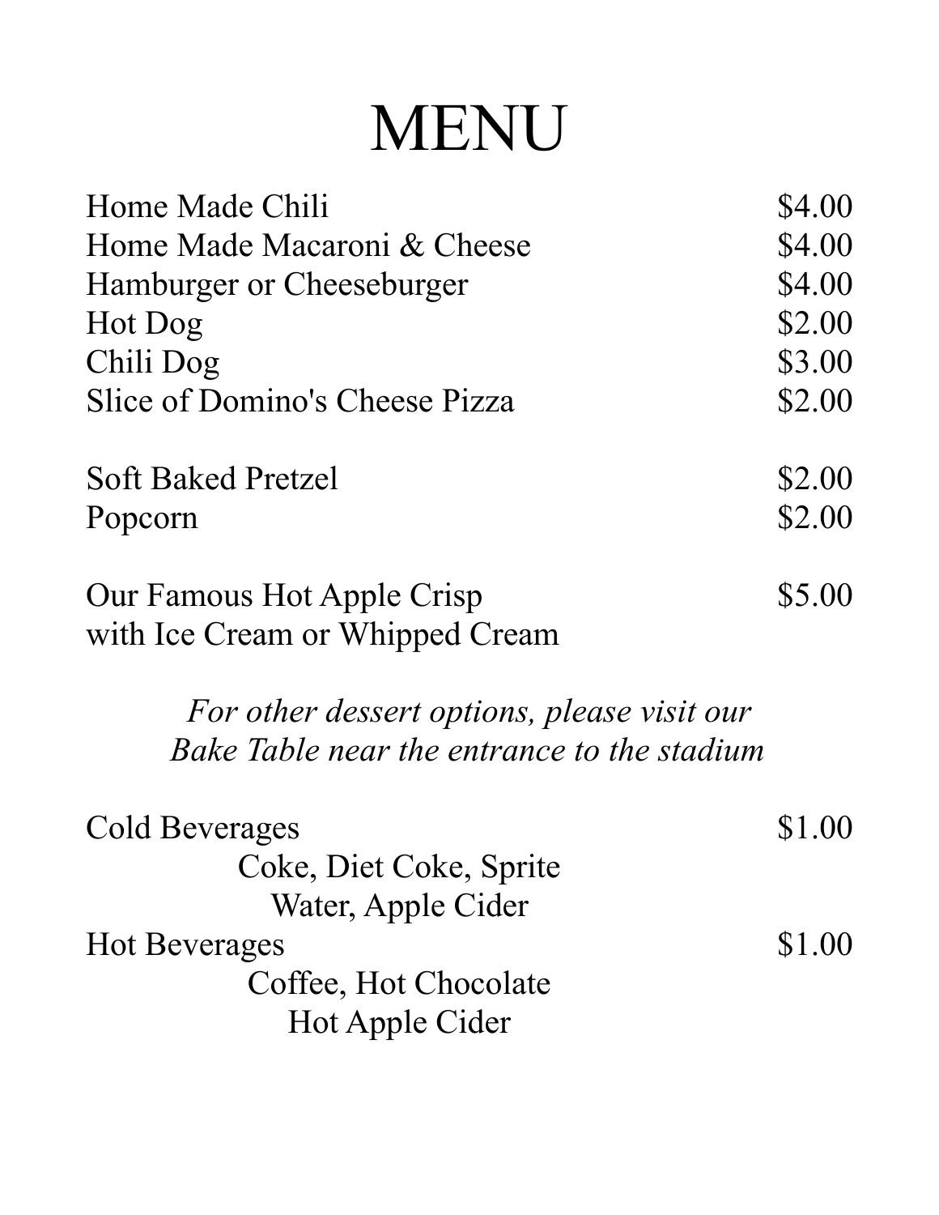# MENU

| | |
|---|---|
| Home Made Chili | $4.00 |
| Home Made Macaroni & Cheese | $4.00 |
| Hamburger or Cheeseburger | $4.00 |
| Hot Dog | $2.00 |
| Chili Dog | $3.00 |
| Slice of Domino's Cheese Pizza | $2.00 |

| | |
|---|---|
| Soft Baked Pretzel | $2.00 |
| Popcorn | $2.00 |

| | |
|---|---|
| Our Famous Hot Apple Crisp with Ice Cream or Whipped Cream | $5.00 |

*For other dessert options, please visit our Bake Table near the entrance to the stadium*

| | |
|---|---|
| Cold Beverages<br>Coke, Diet Coke, Sprite<br>Water, Apple Cider | $1.00 |
| Hot Beverages<br>Coffee, Hot Chocolate<br>Hot Apple Cider | $1.00 |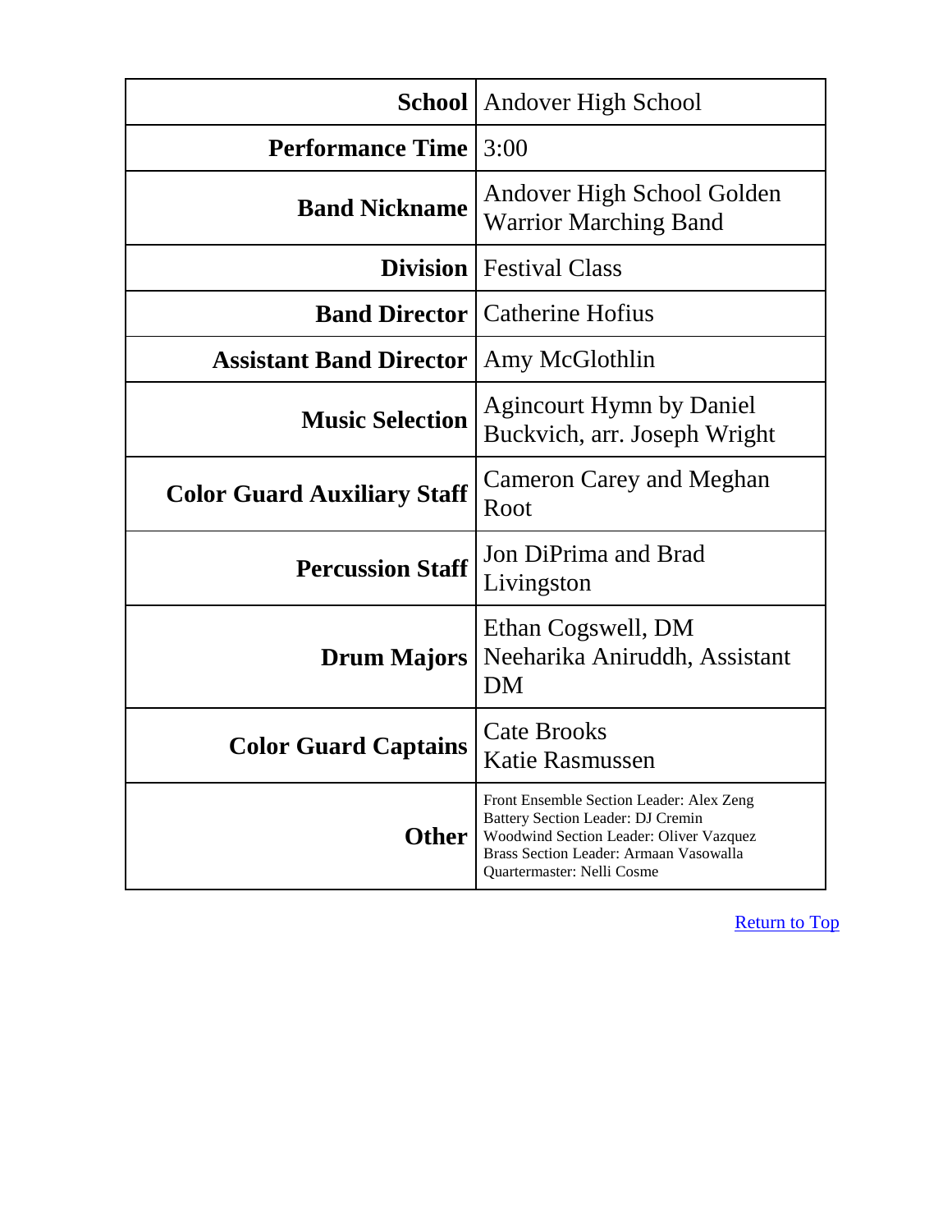| | |
|---|---|
| **School** | Andover High School |
| **Performance Time** | 3:00 |
| **Band Nickname** | Andover High School Golden Warrior Marching Band |
| **Division** | Festival Class |
| **Band Director** | Catherine Hofius |
| **Assistant Band Director** | Amy McGlothlin |
| **Music Selection** | Agincourt Hymn by Daniel Buckvich, arr. Joseph Wright |
| **Color Guard Auxiliary Staff** | Cameron Carey and Meghan Root |
| **Percussion Staff** | Jon DiPrima and Brad Livingston |
| **Drum Majors** | Ethan Cogswell, DM<br>Neeharika Aniruddh, Assistant DM |
| **Color Guard Captains** | Cate Brooks<br>Katie Rasmussen |
| **Other** | Front Ensemble Section Leader: Alex Zeng<br>Battery Section Leader: DJ Cremin<br>Woodwind Section Leader: Oliver Vazquez<br>Brass Section Leader: Armaan Vasowalla<br>Quartermaster: Nelli Cosme |

Return to Top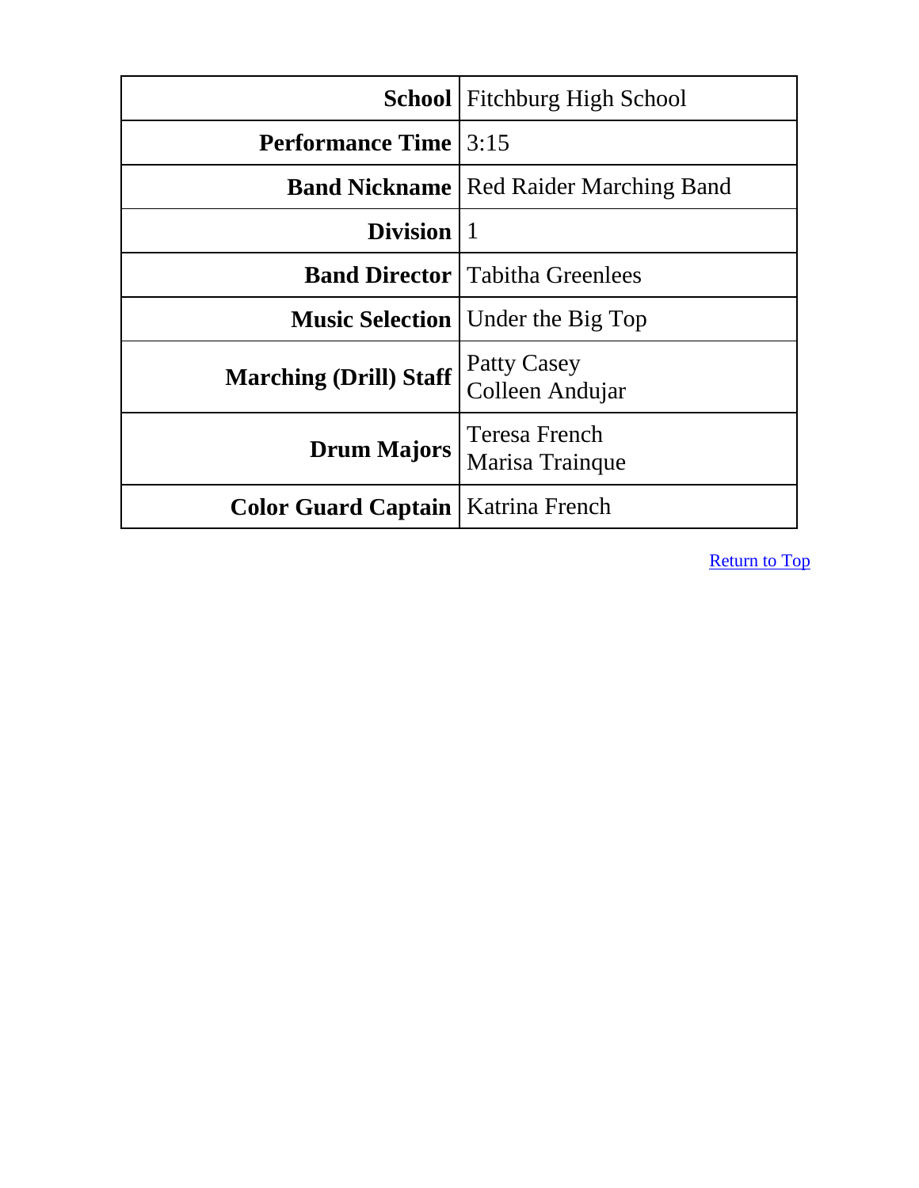| | |
|---|---|
| **School** | Fitchburg High School |
| **Performance Time** | 3:15 |
| **Band Nickname** | Red Raider Marching Band |
| **Division** | 1 |
| **Band Director** | Tabitha Greenlees |
| **Music Selection** | Under the Big Top |
| **Marching (Drill) Staff** | Patty Casey<br>Colleen Andujar |
| **Drum Majors** | Teresa French<br>Marisa Trainque |
| **Color Guard Captain** | Katrina French |

Return to Top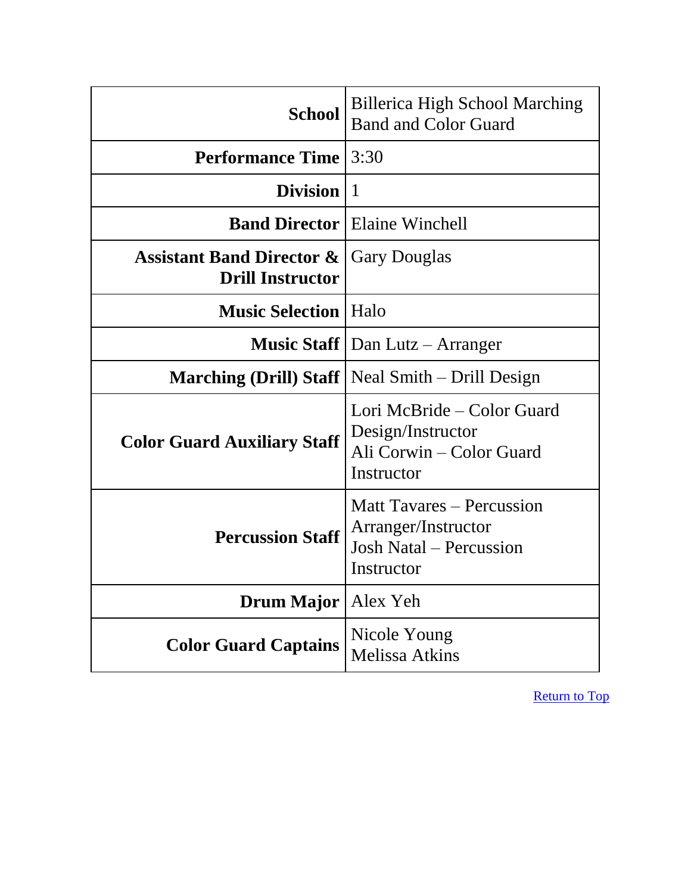| | |
|---|---|
| **School** | Billerica High School Marching Band and Color Guard |
| **Performance Time** | 3:30 |
| **Division** | 1 |
| **Band Director** | Elaine Winchell |
| **Assistant Band Director & Drill Instructor** | Gary Douglas |
| **Music Selection** | Halo |
| **Music Staff** | Dan Lutz – Arranger |
| **Marching (Drill) Staff** | Neal Smith – Drill Design |
| **Color Guard Auxiliary Staff** | Lori McBride – Color Guard Design/Instructor<br>Ali Corwin – Color Guard Instructor |
| **Percussion Staff** | Matt Tavares – Percussion Arranger/Instructor<br>Josh Natal – Percussion Instructor |
| **Drum Major** | Alex Yeh |
| **Color Guard Captains** | Nicole Young<br>Melissa Atkins |

Return to Top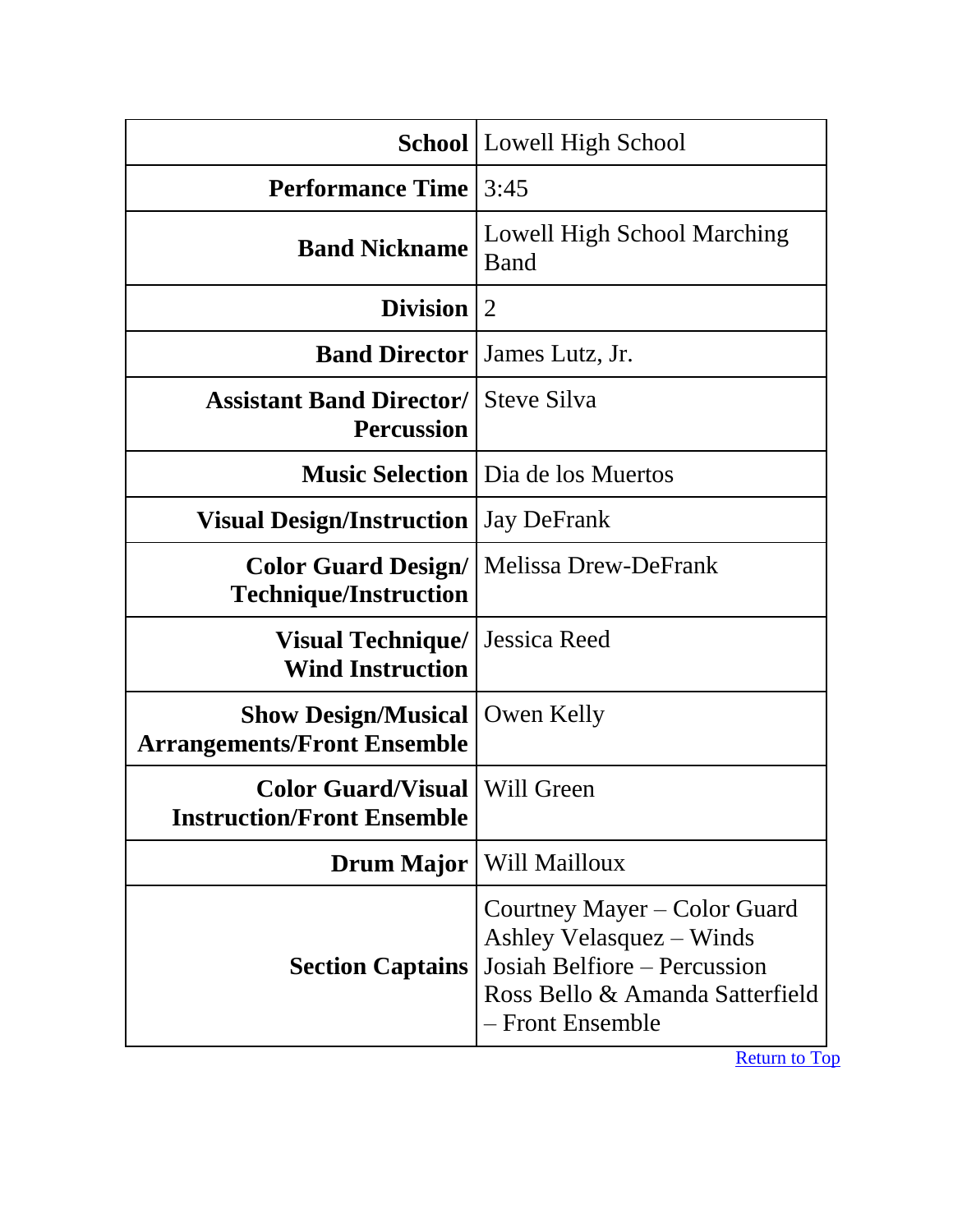| | |
|---|---|
| **School** | Lowell High School |
| **Performance Time** | 3:45 |
| **Band Nickname** | Lowell High School Marching Band |
| **Division** | 2 |
| **Band Director** | James Lutz, Jr. |
| **Assistant Band Director/ Percussion** | Steve Silva |
| **Music Selection** | Dia de los Muertos |
| **Visual Design/Instruction** | Jay DeFrank |
| **Color Guard Design/ Technique/Instruction** | Melissa Drew-DeFrank |
| **Visual Technique/ Wind Instruction** | Jessica Reed |
| **Show Design/Musical Arrangements/Front Ensemble** | Owen Kelly |
| **Color Guard/Visual Instruction/Front Ensemble** | Will Green |
| **Drum Major** | Will Mailloux |
| **Section Captains** | Courtney Mayer – Color Guard<br>Ashley Velasquez – Winds<br>Josiah Belfiore – Percussion<br>Ross Bello & Amanda Satterfield – Front Ensemble |

Return to Top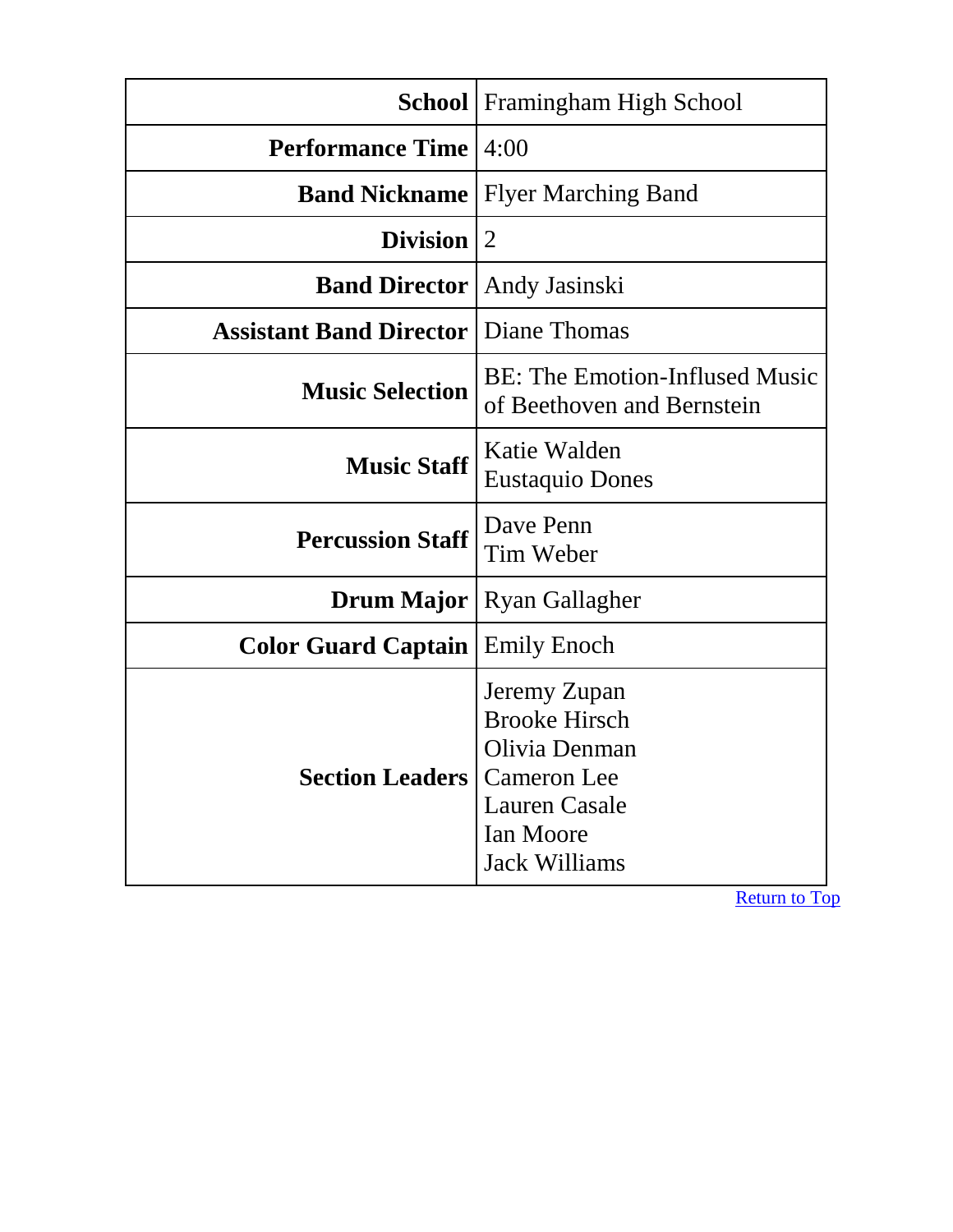| | |
|---|---|
| **School** | Framingham High School |
| **Performance Time** | 4:00 |
| **Band Nickname** | Flyer Marching Band |
| **Division** | 2 |
| **Band Director** | Andy Jasinski |
| **Assistant Band Director** | Diane Thomas |
| **Music Selection** | BE: The Emotion-Inflused Music of Beethoven and Bernstein |
| **Music Staff** | Katie Walden<br>Eustaquio Dones |
| **Percussion Staff** | Dave Penn<br>Tim Weber |
| **Drum Major** | Ryan Gallagher |
| **Color Guard Captain** | Emily Enoch |
| **Section Leaders** | Jeremy Zupan<br>Brooke Hirsch<br>Olivia Denman<br>Cameron Lee<br>Lauren Casale<br>Ian Moore<br>Jack Williams |

Return to Top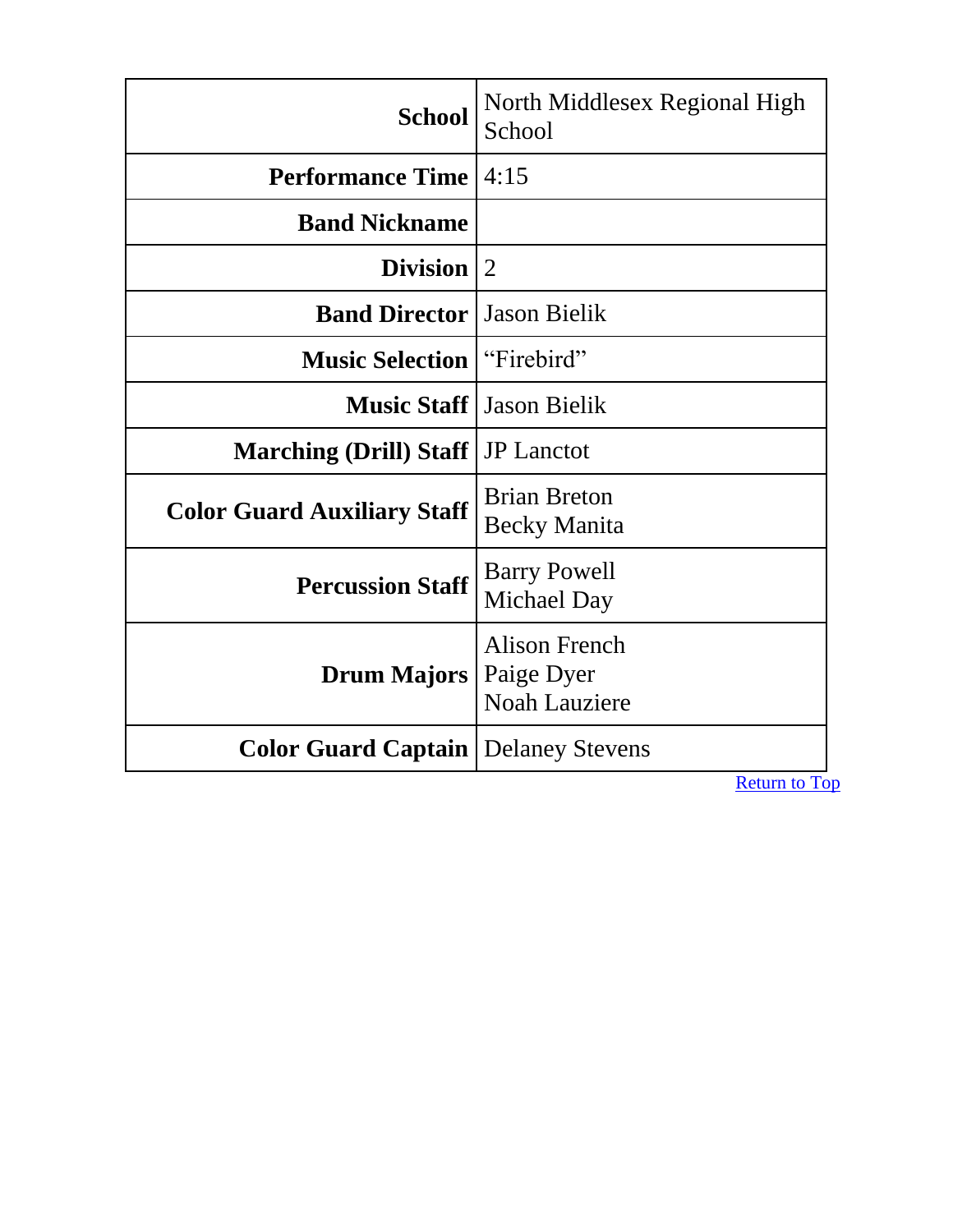| | |
|---|---|
| **School** | North Middlesex Regional High School |
| **Performance Time** | 4:15 |
| **Band Nickname** | |
| **Division** | 2 |
| **Band Director** | Jason Bielik |
| **Music Selection** | "Firebird" |
| **Music Staff** | Jason Bielik |
| **Marching (Drill) Staff** | JP Lanctot |
| **Color Guard Auxiliary Staff** | Brian Breton<br>Becky Manita |
| **Percussion Staff** | Barry Powell<br>Michael Day |
| **Drum Majors** | Alison French<br>Paige Dyer<br>Noah Lauziere |
| **Color Guard Captain** | Delaney Stevens |

Return to Top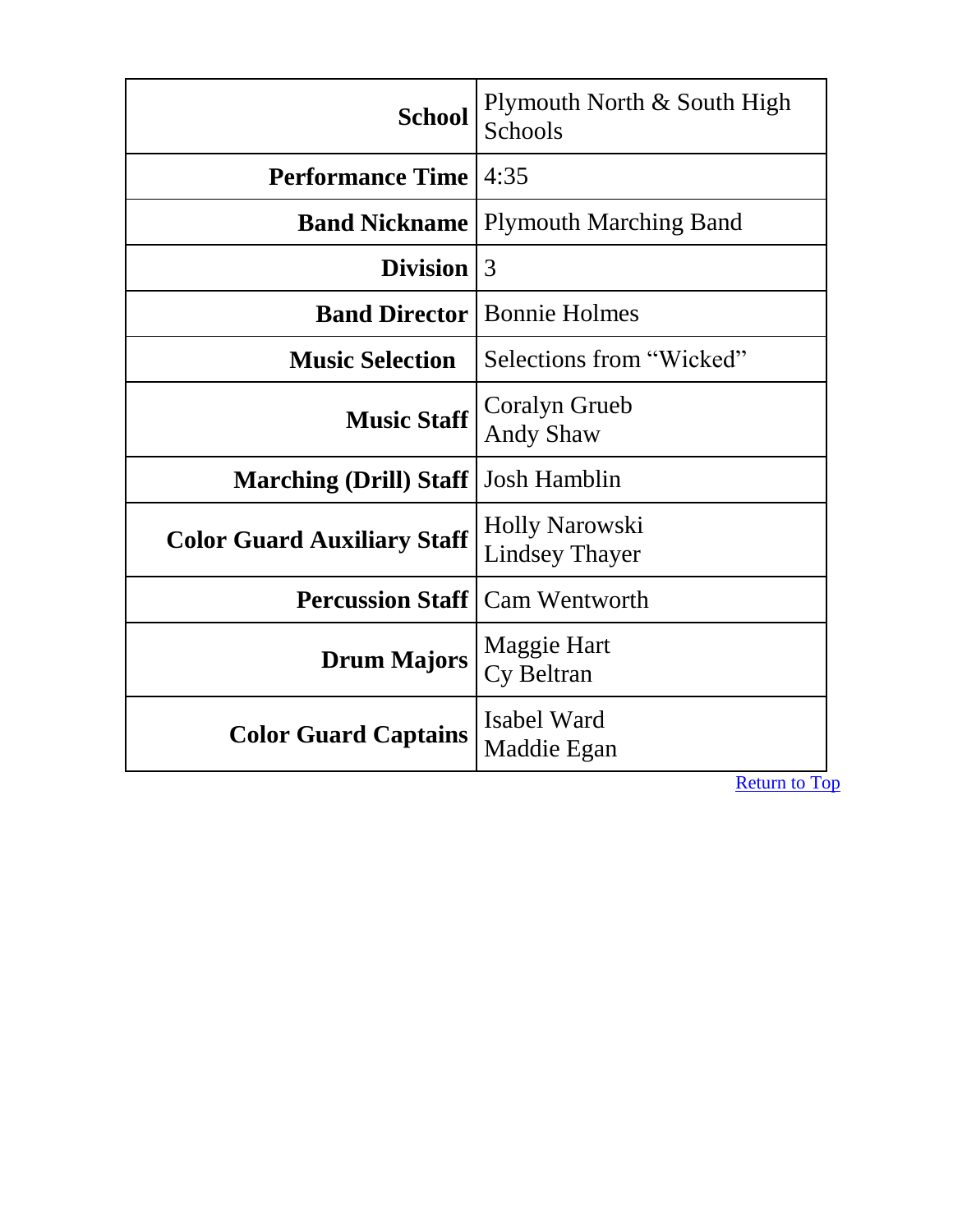| | |
|---|---|
| **School** | Plymouth North & South High Schools |
| **Performance Time** | 4:35 |
| **Band Nickname** | Plymouth Marching Band |
| **Division** | 3 |
| **Band Director** | Bonnie Holmes |
| **Music Selection** | Selections from "Wicked" |
| **Music Staff** | Coralyn Grueb<br>Andy Shaw |
| **Marching (Drill) Staff** | Josh Hamblin |
| **Color Guard Auxiliary Staff** | Holly Narowski<br>Lindsey Thayer |
| **Percussion Staff** | Cam Wentworth |
| **Drum Majors** | Maggie Hart<br>Cy Beltran |
| **Color Guard Captains** | Isabel Ward<br>Maddie Egan |

Return to Top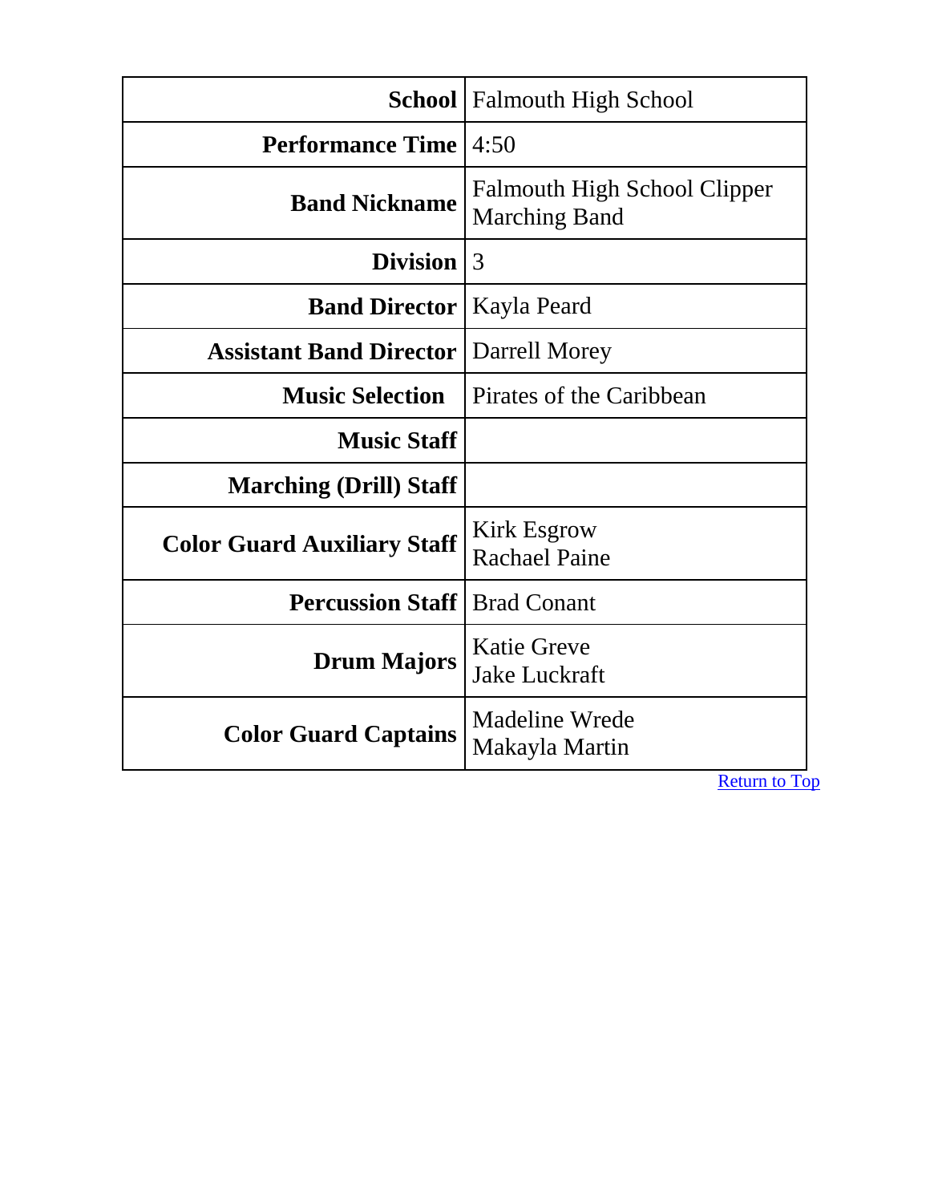| **School** | Falmouth High School |
|---:|---|
| **Performance Time** | 4:50 |
| **Band Nickname** | Falmouth High School Clipper Marching Band |
| **Division** | 3 |
| **Band Director** | Kayla Peard |
| **Assistant Band Director** | Darrell Morey |
| **Music Selection** | Pirates of the Caribbean |
| **Music Staff** | |
| **Marching (Drill) Staff** | |
| **Color Guard Auxiliary Staff** | Kirk Esgrow<br>Rachael Paine |
| **Percussion Staff** | Brad Conant |
| **Drum Majors** | Katie Greve<br>Jake Luckraft |
| **Color Guard Captains** | Madeline Wrede<br>Makayla Martin |

Return to Top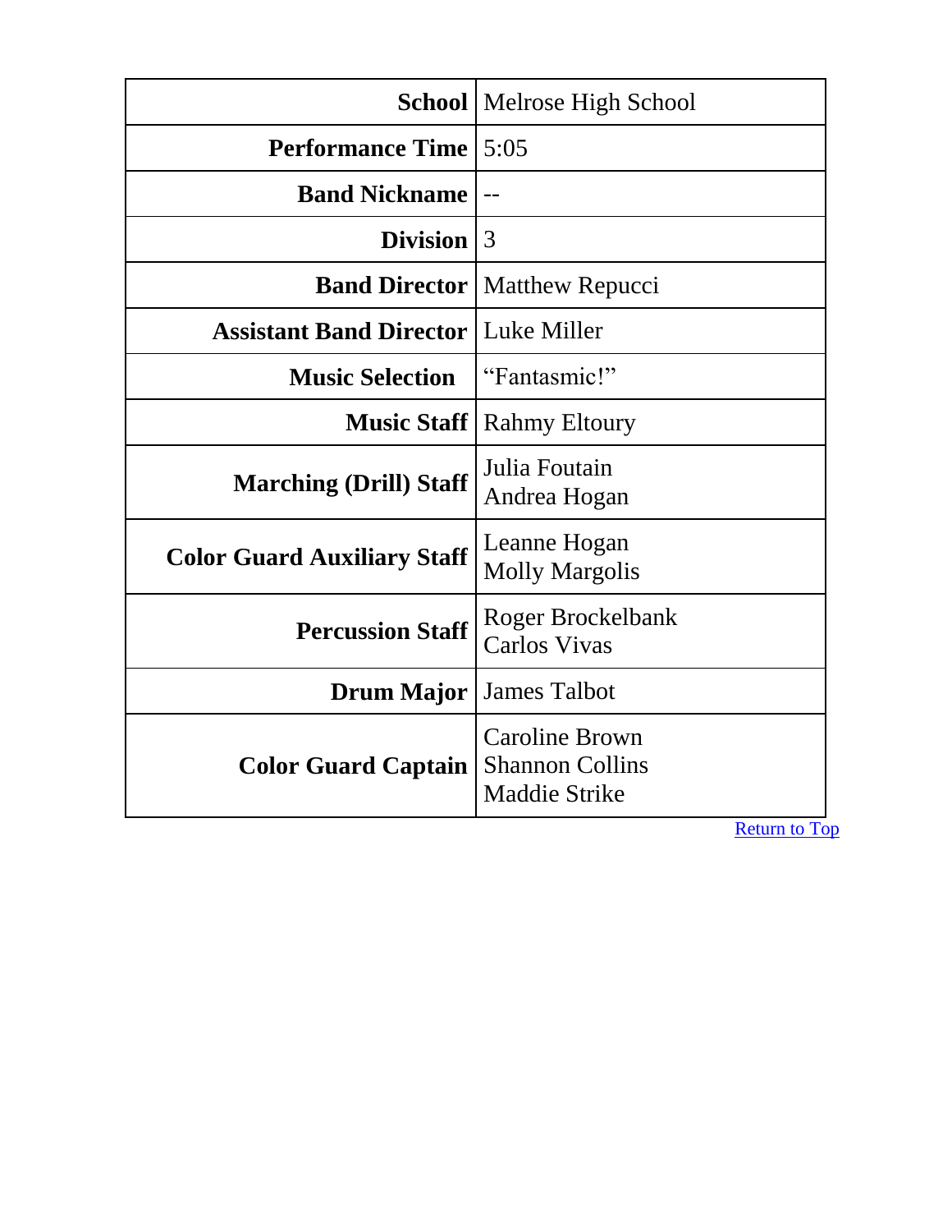| | |
|---|---|
| **School** | Melrose High School |
| **Performance Time** | 5:05 |
| **Band Nickname** | -- |
| **Division** | 3 |
| **Band Director** | Matthew Repucci |
| **Assistant Band Director** | Luke Miller |
| **Music Selection** | "Fantasmic!" |
| **Music Staff** | Rahmy Eltoury |
| **Marching (Drill) Staff** | Julia Foutain<br>Andrea Hogan |
| **Color Guard Auxiliary Staff** | Leanne Hogan<br>Molly Margolis |
| **Percussion Staff** | Roger Brockelbank<br>Carlos Vivas |
| **Drum Major** | James Talbot |
| **Color Guard Captain** | Caroline Brown<br>Shannon Collins<br>Maddie Strike |

Return to Top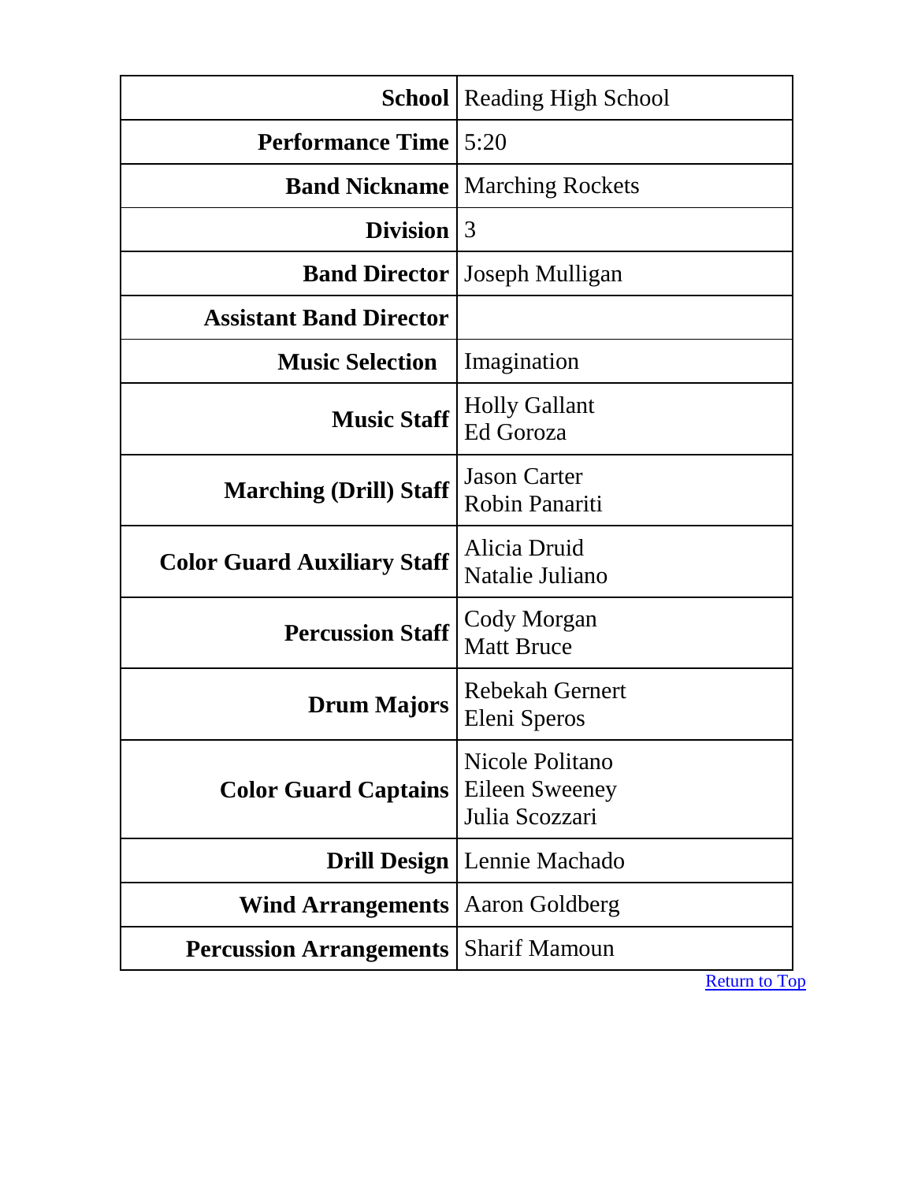| | |
|---|---|
| **School** | Reading High School |
| **Performance Time** | 5:20 |
| **Band Nickname** | Marching Rockets |
| **Division** | 3 |
| **Band Director** | Joseph Mulligan |
| **Assistant Band Director** | |
| **Music Selection** | Imagination |
| **Music Staff** | Holly Gallant<br>Ed Goroza |
| **Marching (Drill) Staff** | Jason Carter<br>Robin Panariti |
| **Color Guard Auxiliary Staff** | Alicia Druid<br>Natalie Juliano |
| **Percussion Staff** | Cody Morgan<br>Matt Bruce |
| **Drum Majors** | Rebekah Gernert<br>Eleni Speros |
| **Color Guard Captains** | Nicole Politano<br>Eileen Sweeney<br>Julia Scozzari |
| **Drill Design** | Lennie Machado |
| **Wind Arrangements** | Aaron Goldberg |
| **Percussion Arrangements** | Sharif Mamoun |

Return to Top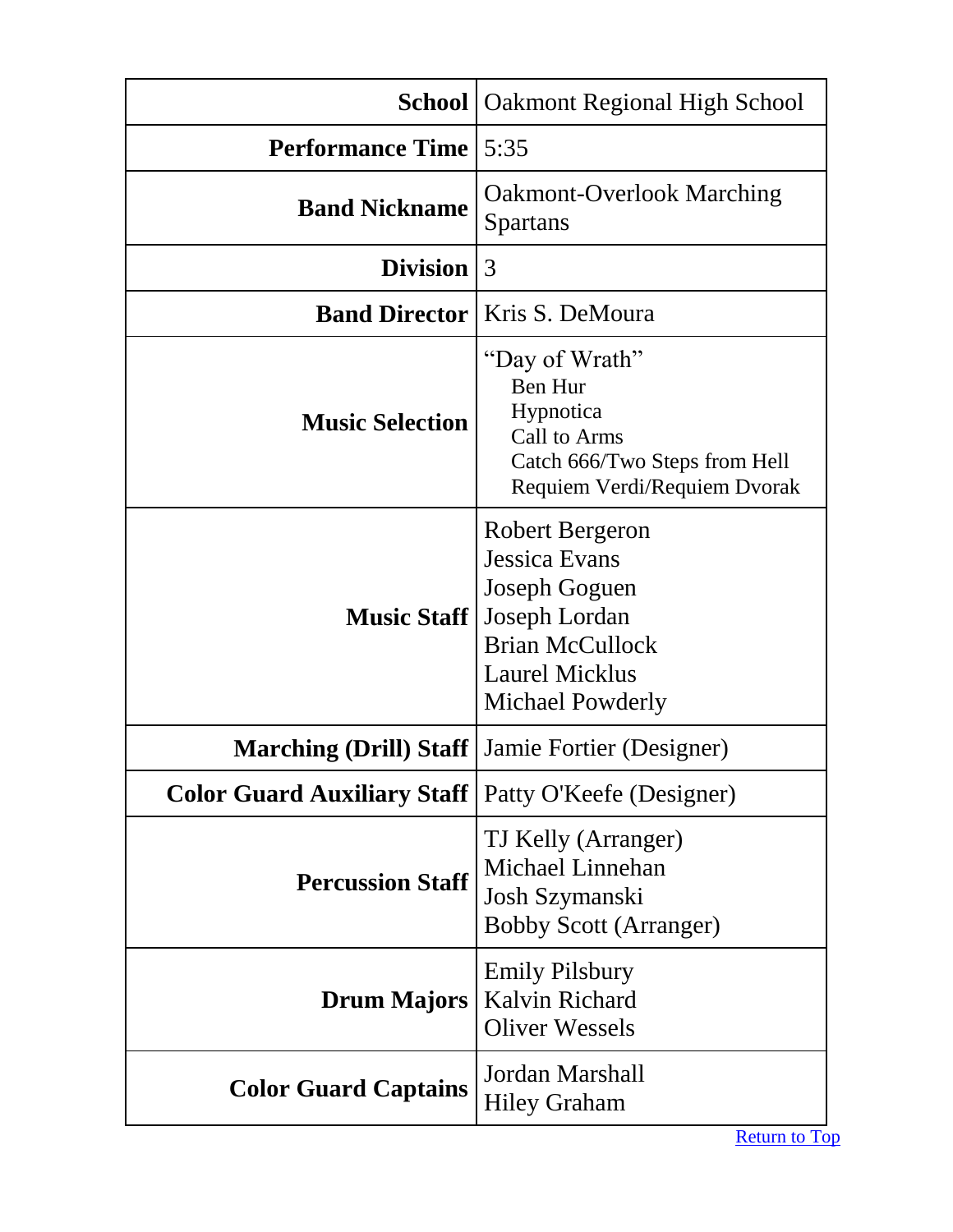| | |
|---|---|
| **School** | Oakmont Regional High School |
| **Performance Time** | 5:35 |
| **Band Nickname** | Oakmont-Overlook Marching Spartans |
| **Division** | 3 |
| **Band Director** | Kris S. DeMoura |
| **Music Selection** | "Day of Wrath"<br>Ben Hur<br>Hypnotica<br>Call to Arms<br>Catch 666/Two Steps from Hell<br>Requiem Verdi/Requiem Dvorak |
| **Music Staff** | Robert Bergeron<br>Jessica Evans<br>Joseph Goguen<br>Joseph Lordan<br>Brian McCullock<br>Laurel Micklus<br>Michael Powderly |
| **Marching (Drill) Staff** | Jamie Fortier (Designer) |
| **Color Guard Auxiliary Staff** | Patty O'Keefe (Designer) |
| **Percussion Staff** | TJ Kelly (Arranger)<br>Michael Linnehan<br>Josh Szymanski<br>Bobby Scott (Arranger) |
| **Drum Majors** | Emily Pilsbury<br>Kalvin Richard<br>Oliver Wessels |
| **Color Guard Captains** | Jordan Marshall<br>Hiley Graham |

Return to Top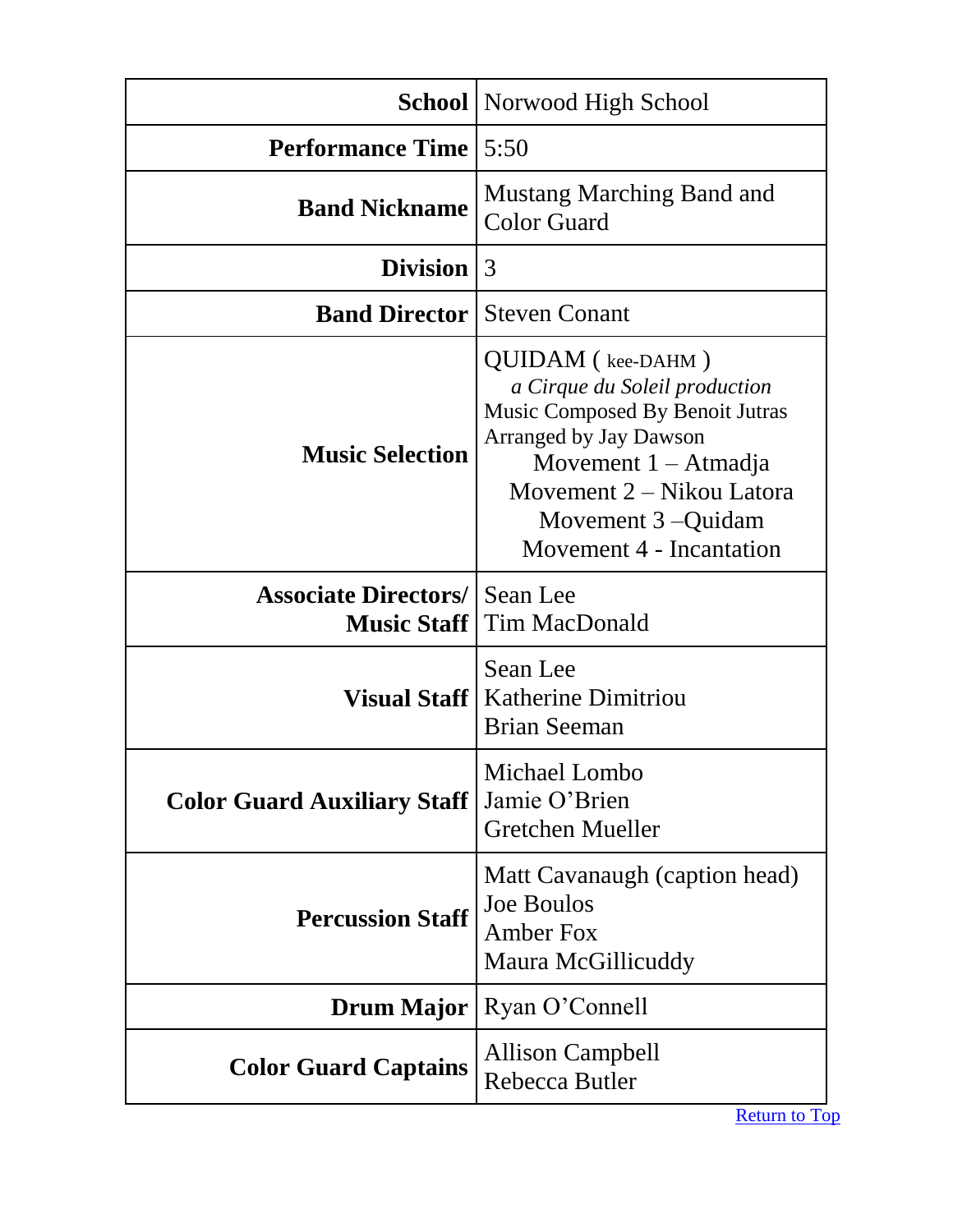| | |
|---|---|
| **School** | Norwood High School |
| **Performance Time** | 5:50 |
| **Band Nickname** | Mustang Marching Band and Color Guard |
| **Division** | 3 |
| **Band Director** | Steven Conant |
| **Music Selection** | QUIDAM ( kee-DAHM )<br>*a Cirque du Soleil production*<br>Music Composed By Benoit Jutras<br>Arranged by Jay Dawson<br>Movement 1 – Atmadja<br>Movement 2 – Nikou Latora<br>Movement 3 –Quidam<br>Movement 4 - Incantation |
| **Associate Directors/ Music Staff** | Sean Lee<br>Tim MacDonald |
| **Visual Staff** | Sean Lee<br>Katherine Dimitriou<br>Brian Seeman |
| **Color Guard Auxiliary Staff** | Michael Lombo<br>Jamie O'Brien<br>Gretchen Mueller |
| **Percussion Staff** | Matt Cavanaugh (caption head)<br>Joe Boulos<br>Amber Fox<br>Maura McGillicuddy |
| **Drum Major** | Ryan O'Connell |
| **Color Guard Captains** | Allison Campbell<br>Rebecca Butler |

Return to Top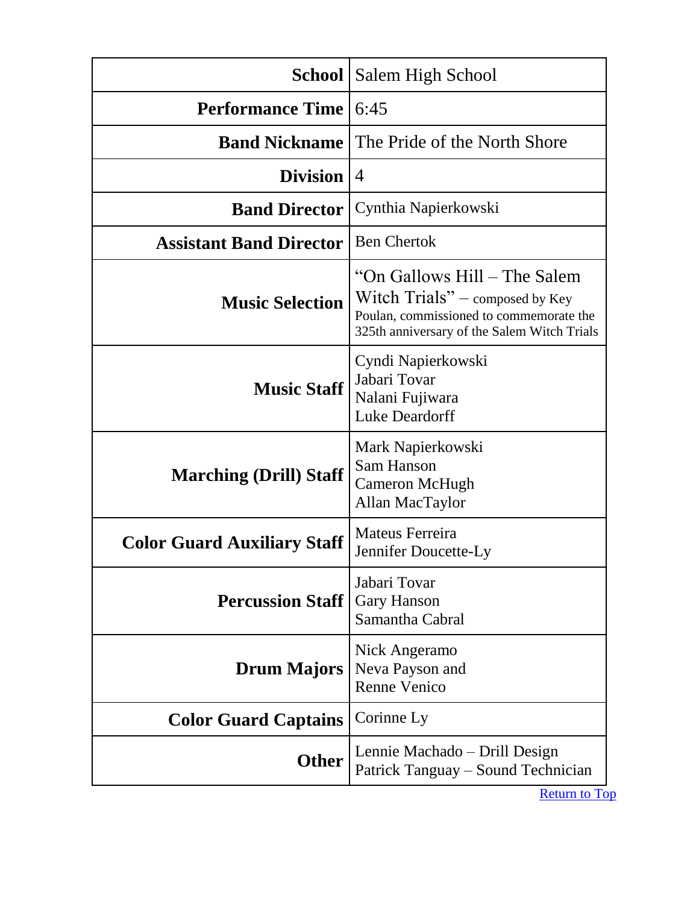| | |
|---|---|
| **School** | Salem High School |
| **Performance Time** | 6:45 |
| **Band Nickname** | The Pride of the North Shore |
| **Division** | 4 |
| **Band Director** | Cynthia Napierkowski |
| **Assistant Band Director** | Ben Chertok |
| **Music Selection** | "On Gallows Hill – The Salem Witch Trials" – composed by Key Poulan, commissioned to commemorate the 325th anniversary of the Salem Witch Trials |
| **Music Staff** | Cyndi Napierkowski<br>Jabari Tovar<br>Nalani Fujiwara<br>Luke Deardorff |
| **Marching (Drill) Staff** | Mark Napierkowski<br>Sam Hanson<br>Cameron McHugh<br>Allan MacTaylor |
| **Color Guard Auxiliary Staff** | Mateus Ferreira<br>Jennifer Doucette-Ly |
| **Percussion Staff** | Jabari Tovar<br>Gary Hanson<br>Samantha Cabral |
| **Drum Majors** | Nick Angeramo<br>Neva Payson and<br>Renne Venico |
| **Color Guard Captains** | Corinne Ly |
| **Other** | Lennie Machado – Drill Design<br>Patrick Tanguay – Sound Technician |

Return to Top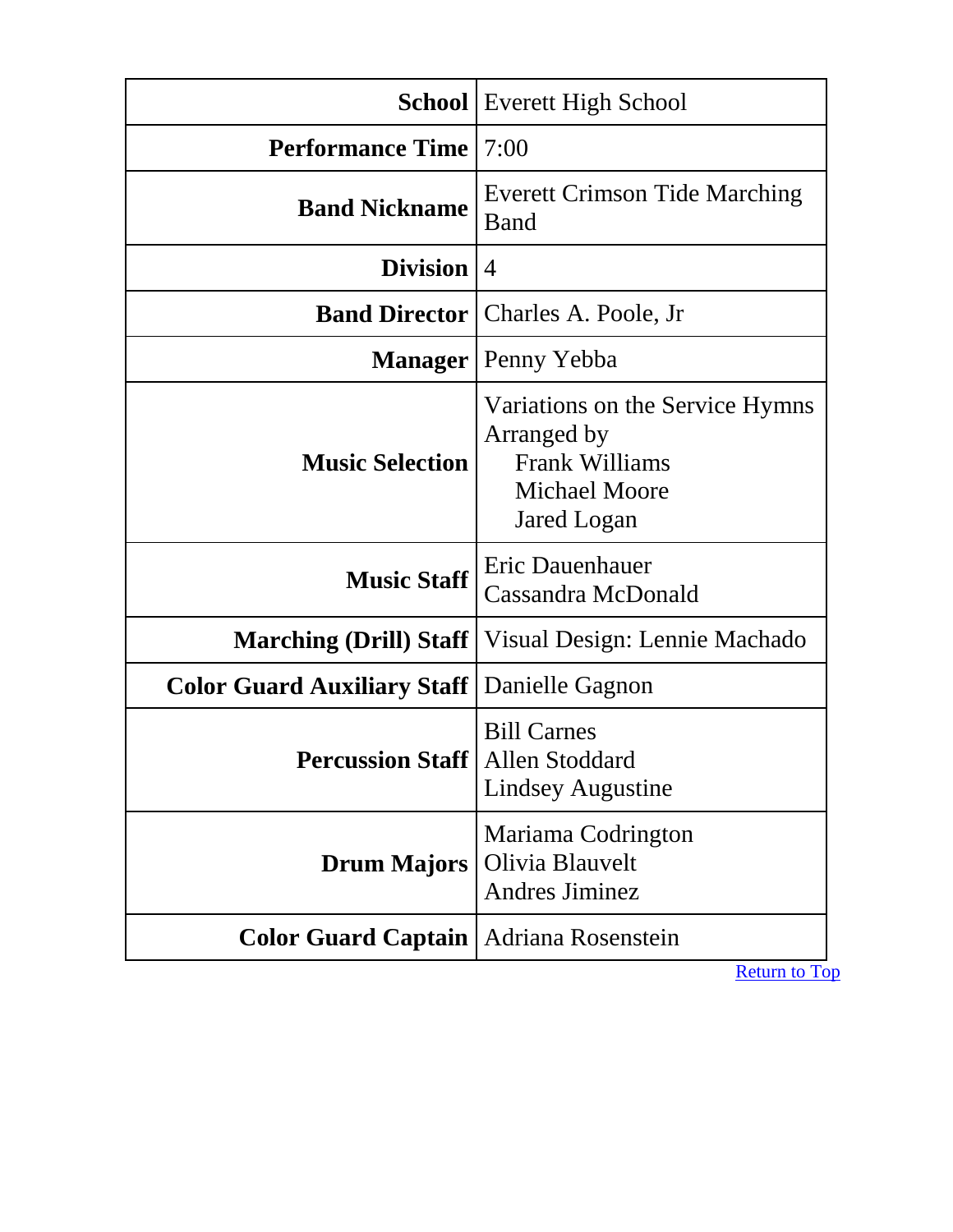| School | Everett High School |
|---|---|
| Performance Time | 7:00 |
| Band Nickname | Everett Crimson Tide Marching Band |
| Division | 4 |
| Band Director | Charles A. Poole, Jr |
| Manager | Penny Yebba |
| Music Selection | Variations on the Service Hymns<br>Arranged by<br>Frank Williams<br>Michael Moore<br>Jared Logan |
| Music Staff | Eric Dauenhauer<br>Cassandra McDonald |
| Marching (Drill) Staff | Visual Design: Lennie Machado |
| Color Guard Auxiliary Staff | Danielle Gagnon |
| Percussion Staff | Bill Carnes<br>Allen Stoddard<br>Lindsey Augustine |
| Drum Majors | Mariama Codrington<br>Olivia Blauvelt<br>Andres Jiminez |
| Color Guard Captain | Adriana Rosenstein |

Return to Top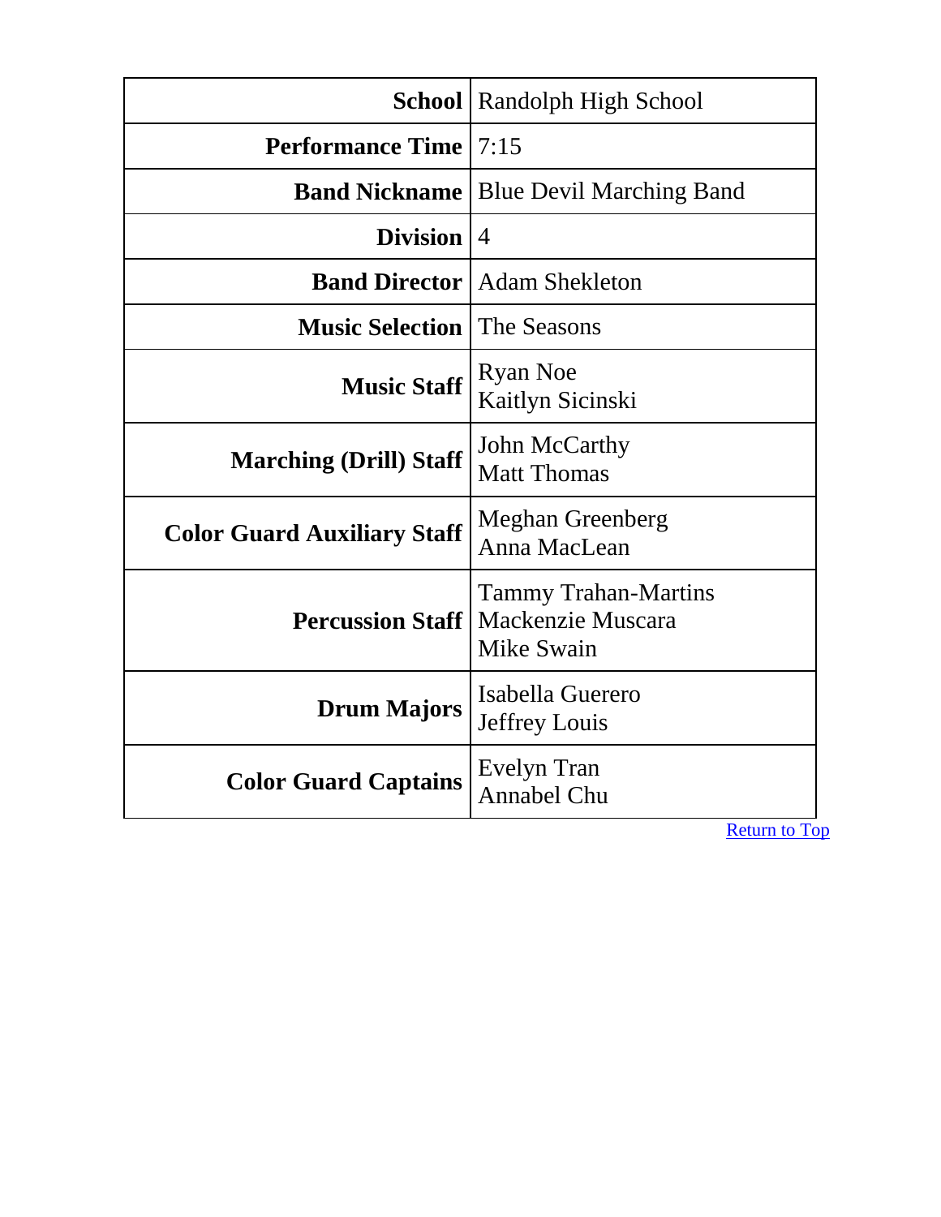| | |
|---|---|
| **School** | Randolph High School |
| **Performance Time** | 7:15 |
| **Band Nickname** | Blue Devil Marching Band |
| **Division** | 4 |
| **Band Director** | Adam Shekleton |
| **Music Selection** | The Seasons |
| **Music Staff** | Ryan Noe<br>Kaitlyn Sicinski |
| **Marching (Drill) Staff** | John McCarthy<br>Matt Thomas |
| **Color Guard Auxiliary Staff** | Meghan Greenberg<br>Anna MacLean |
| **Percussion Staff** | Tammy Trahan-Martins<br>Mackenzie Muscara<br>Mike Swain |
| **Drum Majors** | Isabella Guerero<br>Jeffrey Louis |
| **Color Guard Captains** | Evelyn Tran<br>Annabel Chu |

Return to Top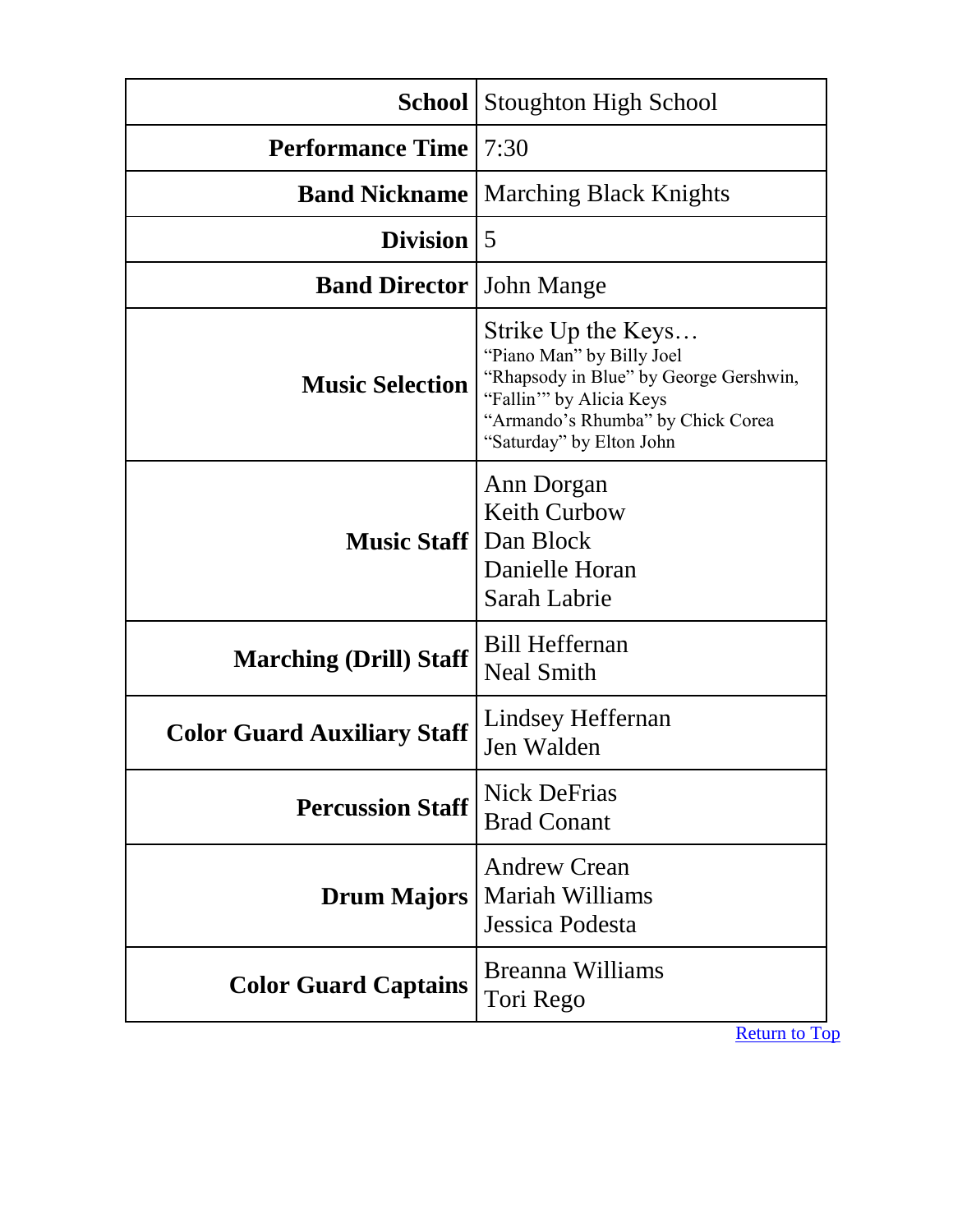| School | Stoughton High School |
|---|---|
| Performance Time | 7:30 |
| Band Nickname | Marching Black Knights |
| Division | 5 |
| Band Director | John Mange |
| Music Selection | Strike Up the Keys…<br>“Piano Man” by Billy Joel<br>“Rhapsody in Blue” by George Gershwin,<br>“Fallin’” by Alicia Keys<br>“Armando’s Rhumba” by Chick Corea<br>“Saturday” by Elton John |
| Music Staff | Ann Dorgan<br>Keith Curbow<br>Dan Block<br>Danielle Horan<br>Sarah Labrie |
| Marching (Drill) Staff | Bill Heffernan<br>Neal Smith |
| Color Guard Auxiliary Staff | Lindsey Heffernan<br>Jen Walden |
| Percussion Staff | Nick DeFrias<br>Brad Conant |
| Drum Majors | Andrew Crean<br>Mariah Williams<br>Jessica Podesta |
| Color Guard Captains | Breanna Williams<br>Tori Rego |

Return to Top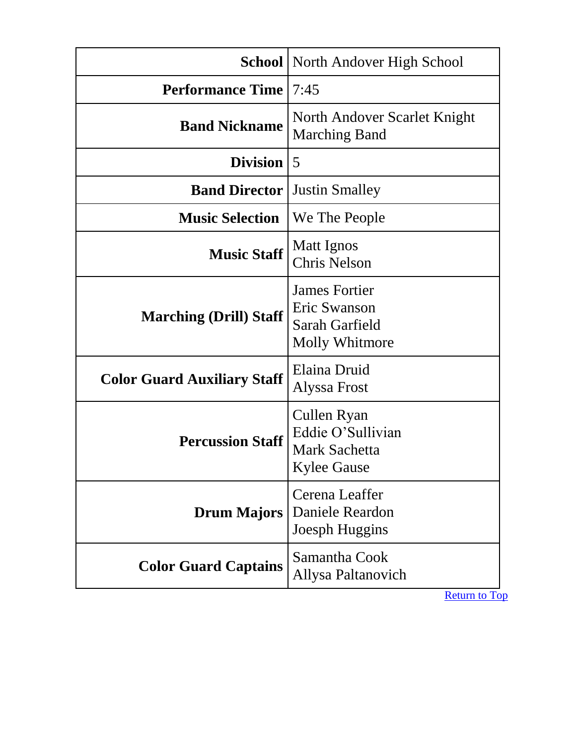| | |
|---|---|
| **School** | North Andover High School |
| **Performance Time** | 7:45 |
| **Band Nickname** | North Andover Scarlet Knight Marching Band |
| **Division** | 5 |
| **Band Director** | Justin Smalley |
| **Music Selection** | We The People |
| **Music Staff** | Matt Ignos<br>Chris Nelson |
| **Marching (Drill) Staff** | James Fortier<br>Eric Swanson<br>Sarah Garfield<br>Molly Whitmore |
| **Color Guard Auxiliary Staff** | Elaina Druid<br>Alyssa Frost |
| **Percussion Staff** | Cullen Ryan<br>Eddie O'Sullivian<br>Mark Sachetta<br>Kylee Gause |
| **Drum Majors** | Cerena Leaffer<br>Daniele Reardon<br>Joesph Huggins |
| **Color Guard Captains** | Samantha Cook<br>Allysa Paltanovich |

Return to Top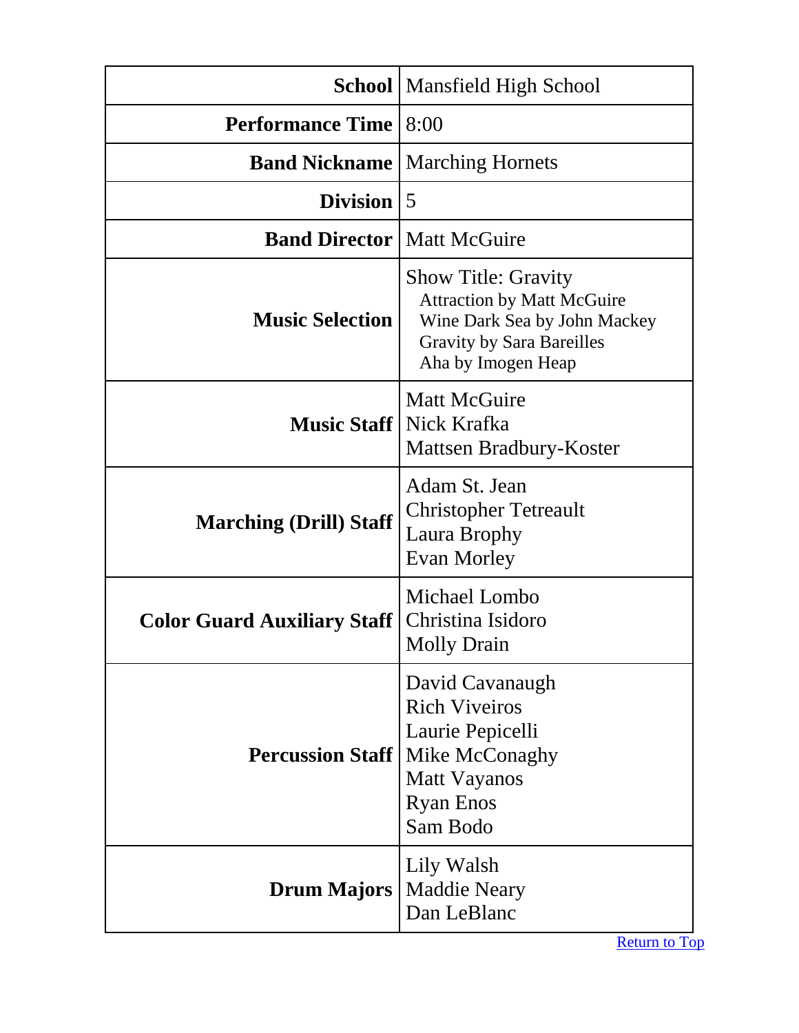| School | Mansfield High School |
|---|---|
| Performance Time | 8:00 |
| Band Nickname | Marching Hornets |
| Division | 5 |
| Band Director | Matt McGuire |
| Music Selection | Show Title: Gravity<br>Attraction by Matt McGuire<br>Wine Dark Sea by John Mackey<br>Gravity by Sara Bareilles<br>Aha by Imogen Heap |
| Music Staff | Matt McGuire<br>Nick Krafka<br>Mattsen Bradbury-Koster |
| Marching (Drill) Staff | Adam St. Jean<br>Christopher Tetreault<br>Laura Brophy<br>Evan Morley |
| Color Guard Auxiliary Staff | Michael Lombo<br>Christina Isidoro<br>Molly Drain |
| Percussion Staff | David Cavanaugh<br>Rich Viveiros<br>Laurie Pepicelli<br>Mike McConaghy<br>Matt Vayanos<br>Ryan Enos<br>Sam Bodo |
| Drum Majors | Lily Walsh<br>Maddie Neary<br>Dan LeBlanc |

Return to Top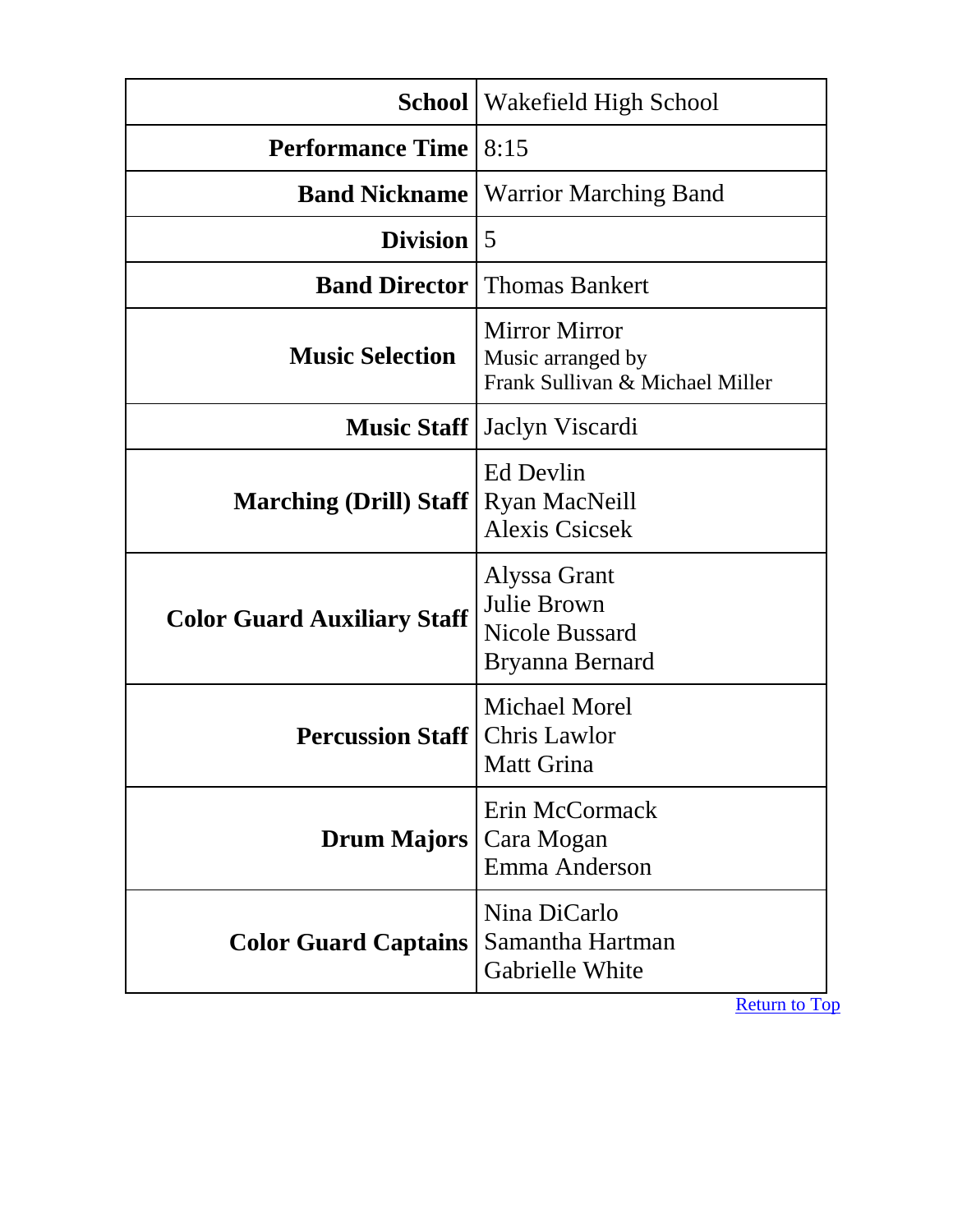| School | Wakefield High School |
| ---: | --- |
| **Performance Time** | 8:15 |
| **Band Nickname** | Warrior Marching Band |
| **Division** | 5 |
| **Band Director** | Thomas Bankert |
| **Music Selection** | Mirror Mirror<br>Music arranged by<br>Frank Sullivan & Michael Miller |
| **Music Staff** | Jaclyn Viscardi |
| **Marching (Drill) Staff** | Ed Devlin<br>Ryan MacNeill<br>Alexis Csicsek |
| **Color Guard Auxiliary Staff** | Alyssa Grant<br>Julie Brown<br>Nicole Bussard<br>Bryanna Bernard |
| **Percussion Staff** | Michael Morel<br>Chris Lawlor<br>Matt Grina |
| **Drum Majors** | Erin McCormack<br>Cara Mogan<br>Emma Anderson |
| **Color Guard Captains** | Nina DiCarlo<br>Samantha Hartman<br>Gabrielle White |

Return to Top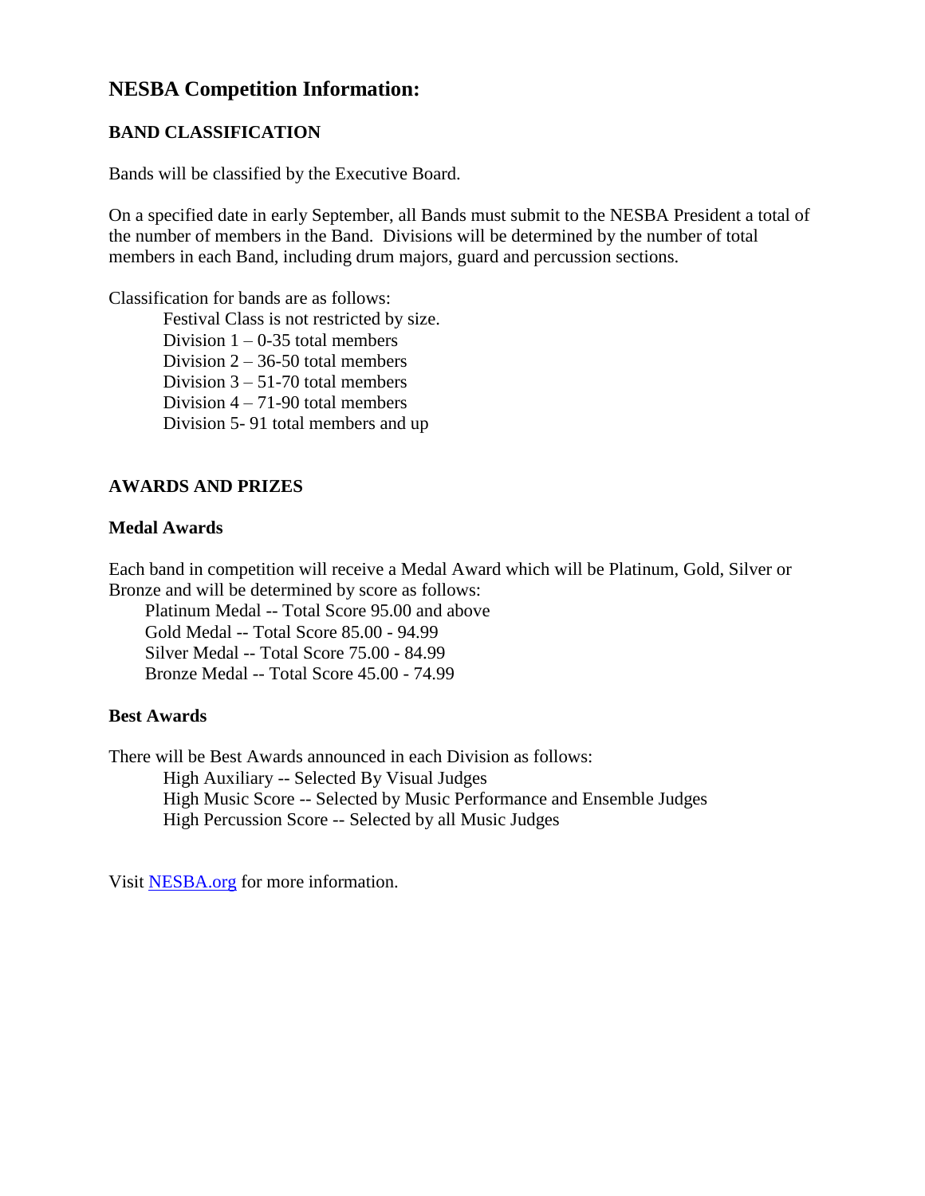# NESBA Competition Information:

### BAND CLASSIFICATION

Bands will be classified by the Executive Board.

On a specified date in early September, all Bands must submit to the NESBA President a total of the number of members in the Band. Divisions will be determined by the number of total members in each Band, including drum majors, guard and percussion sections.

Classification for bands are as follows:

- Festival Class is not restricted by size.
- Division 1 – 0-35 total members
- Division 2 – 36-50 total members
- Division 3 – 51-70 total members
- Division 4 – 71-90 total members
- Division 5- 91 total members and up

### AWARDS AND PRIZES

#### Medal Awards

Each band in competition will receive a Medal Award which will be Platinum, Gold, Silver or Bronze and will be determined by score as follows:

- Platinum Medal -- Total Score 95.00 and above
- Gold Medal -- Total Score 85.00 - 94.99
- Silver Medal -- Total Score 75.00 - 84.99
- Bronze Medal -- Total Score 45.00 - 74.99

#### Best Awards

There will be Best Awards announced in each Division as follows:

- High Auxiliary -- Selected By Visual Judges
- High Music Score -- Selected by Music Performance and Ensemble Judges
- High Percussion Score -- Selected by all Music Judges

Visit NESBA.org for more information.